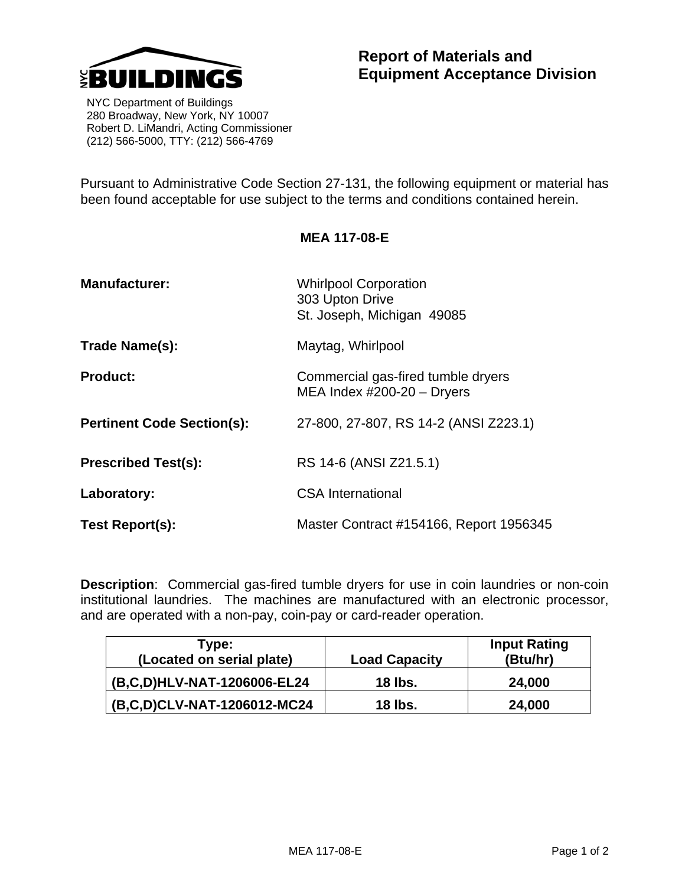NYC BUILDINGS

NYC Department of Buildings
280 Broadway, New York, NY 10007
Robert D. LiMandri, Acting Commissioner
(212) 566-5000, TTY: (212) 566-4769

# Report of Materials and Equipment Acceptance Division

Pursuant to Administrative Code Section 27-131, the following equipment or material has been found acceptable for use subject to the terms and conditions contained herein.

## MEA 117-08-E

**Manufacturer:** Whirlpool Corporation
303 Upton Drive
St. Joseph, Michigan 49085

**Trade Name(s):** Maytag, Whirlpool

**Product:** Commercial gas-fired tumble dryers
MEA Index #200-20 – Dryers

**Pertinent Code Section(s):** 27-800, 27-807, RS 14-2 (ANSI Z223.1)

**Prescribed Test(s):** RS 14-6 (ANSI Z21.5.1)

**Laboratory:** CSA International

**Test Report(s):** Master Contract #154166, Report 1956345

**Description**: Commercial gas-fired tumble dryers for use in coin laundries or non-coin institutional laundries. The machines are manufactured with an electronic processor, and are operated with a non-pay, coin-pay or card-reader operation.

| Type: (Located on serial plate) | Load Capacity | Input Rating (Btu/hr) |
|---|---|---|
| (B,C,D)HLV-NAT-1206006-EL24 | 18 lbs. | 24,000 |
| (B,C,D)CLV-NAT-1206012-MC24 | 18 lbs. | 24,000 |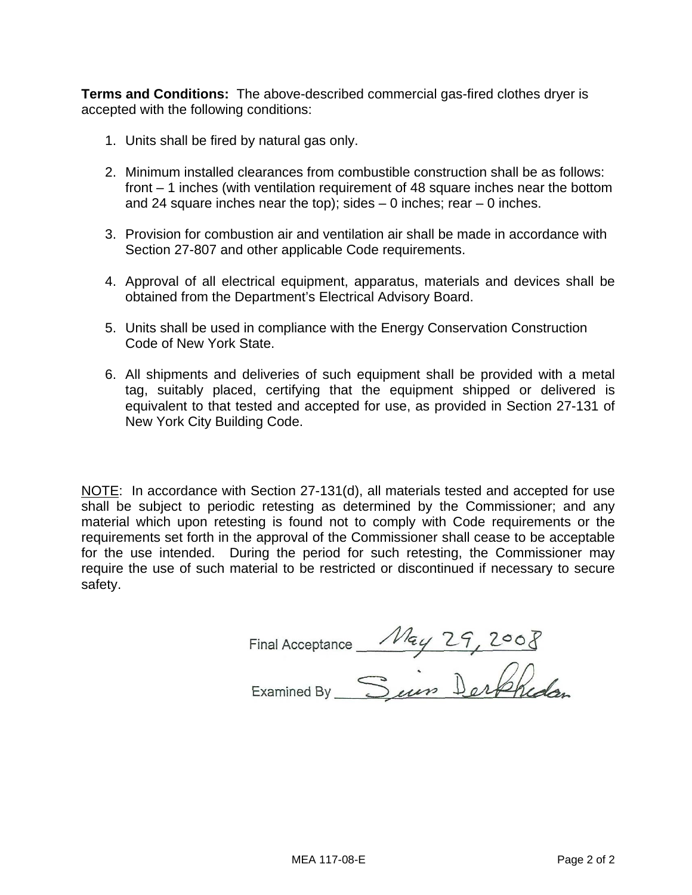**Terms and Conditions:** The above-described commercial gas-fired clothes dryer is accepted with the following conditions:

1. Units shall be fired by natural gas only.

2. Minimum installed clearances from combustible construction shall be as follows: front – 1 inches (with ventilation requirement of 48 square inches near the bottom and 24 square inches near the top); sides – 0 inches; rear – 0 inches.

3. Provision for combustion air and ventilation air shall be made in accordance with Section 27-807 and other applicable Code requirements.

4. Approval of all electrical equipment, apparatus, materials and devices shall be obtained from the Department's Electrical Advisory Board.

5. Units shall be used in compliance with the Energy Conservation Construction Code of New York State.

6. All shipments and deliveries of such equipment shall be provided with a metal tag, suitably placed, certifying that the equipment shipped or delivered is equivalent to that tested and accepted for use, as provided in Section 27-131 of New York City Building Code.

NOTE: In accordance with Section 27-131(d), all materials tested and accepted for use shall be subject to periodic retesting as determined by the Commissioner; and any material which upon retesting is found not to comply with Code requirements or the requirements set forth in the approval of the Commissioner shall cease to be acceptable for the use intended. During the period for such retesting, the Commissioner may require the use of such material to be restricted or discontinued if necessary to secure safety.

Final Acceptance May 29, 2008

Examined By Suin Derkhedan

MEA 117-08-E